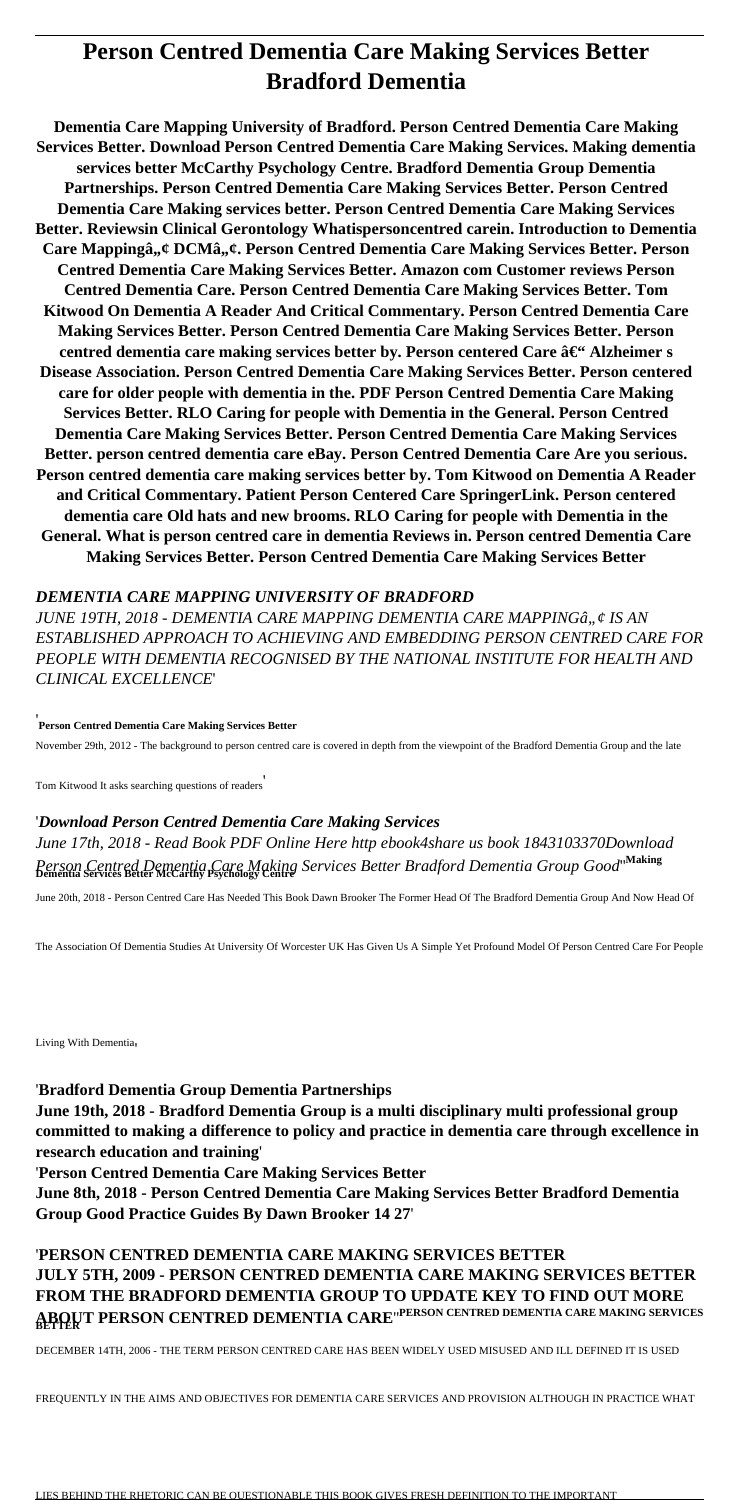# Person Centred Dementia Care Making Services Better Bradford Dementia

**Dementia Care Mapping University of Bradford. Person Centred Dementia Care Making Services Better. Download Person Centred Dementia Care Making Services. Making dementia services better McCarthy Psychology Centre. Bradford Dementia Group Dementia Partnerships. Person Centred Dementia Care Making Services Better. Person Centred Dementia Care Making services better. Person Centred Dementia Care Making Services Better. Reviewsin Clinical Gerontology Whatispersoncentred carein. Introduction to Dementia Care Mappingâ„¢ DCMâ„¢. Person Centred Dementia Care Making Services Better. Person Centred Dementia Care Making Services Better. Amazon com Customer reviews Person Centred Dementia Care. Person Centred Dementia Care Making Services Better. Tom Kitwood On Dementia A Reader And Critical Commentary. Person Centred Dementia Care Making Services Better. Person Centred Dementia Care Making Services Better. Person centred dementia care making services better by. Person centered Care â€" Alzheimer s Disease Association. Person Centred Dementia Care Making Services Better. Person centered care for older people with dementia in the. PDF Person Centred Dementia Care Making Services Better. RLO Caring for people with Dementia in the General. Person Centred Dementia Care Making Services Better. Person Centred Dementia Care Making Services Better. person centred dementia care eBay. Person Centred Dementia Care Are you serious. Person centred dementia care making services better by. Tom Kitwood on Dementia A Reader and Critical Commentary. Patient Person Centered Care SpringerLink. Person centered dementia care Old hats and new brooms. RLO Caring for people with Dementia in the General. What is person centred care in dementia Reviews in. Person centred Dementia Care Making Services Better. Person Centred Dementia Care Making Services Better**

## *DEMENTIA CARE MAPPING UNIVERSITY OF BRADFORD*

*JUNE 19TH, 2018 - DEMENTIA CARE MAPPING DEMENTIA CARE MAPPINGâ„¢ IS AN ESTABLISHED APPROACH TO ACHIEVING AND EMBEDDING PERSON CENTRED CARE FOR PEOPLE WITH DEMENTIA RECOGNISED BY THE NATIONAL INSTITUTE FOR HEALTH AND CLINICAL EXCELLENCE*'

'**Person Centred Dementia Care Making Services Better**

November 29th, 2012 - The background to person centred care is covered in depth from the viewpoint of the Bradford Dementia Group and the late Tom Kitwood It asks searching questions of readers'

'*Download Person Centred Dementia Care Making Services*

*June 17th, 2018 - Read Book PDF Online Here http ebook4share us book 1843103370Download Person Centred Dementia Care Making Services Better Bradford Dementia Group Good*''**Making Dementia Services Better McCarthy Psychology Centre**

June 20th, 2018 - Person Centred Care Has Needed This Book Dawn Brooker The Former Head Of The Bradford Dementia Group And Now Head Of The Association Of Dementia Studies At University Of Worcester UK Has Given Us A Simple Yet Profound Model Of Person Centred Care For People Living With Dementia'

'**Bradford Dementia Group Dementia Partnerships**

**June 19th, 2018 - Bradford Dementia Group is a multi disciplinary multi professional group committed to making a difference to policy and practice in dementia care through excellence in research education and training**'

'**Person Centred Dementia Care Making Services Better**

**June 8th, 2018 - Person Centred Dementia Care Making Services Better Bradford Dementia Group Good Practice Guides By Dawn Brooker 14 27**'

'**PERSON CENTRED DEMENTIA CARE MAKING SERVICES BETTER**

**JULY 5TH, 2009 - PERSON CENTRED DEMENTIA CARE MAKING SERVICES BETTER FROM THE BRADFORD DEMENTIA GROUP TO UPDATE KEY TO FIND OUT MORE ABOUT PERSON CENTRED DEMENTIA CARE**''**PERSON CENTRED DEMENTIA CARE MAKING SERVICES BETTER**

DECEMBER 14TH, 2006 - THE TERM PERSON CENTRED CARE HAS BEEN WIDELY USED MISUSED AND ILL DEFINED IT IS USED FREQUENTLY IN THE AIMS AND OBJECTIVES FOR DEMENTIA CARE SERVICES AND PROVISION ALTHOUGH IN PRACTICE WHAT LIES BEHIND THE RHETORIC CAN BE QUESTIONABLE THIS BOOK GIVES FRESH DEFINITION TO THE IMPORTANT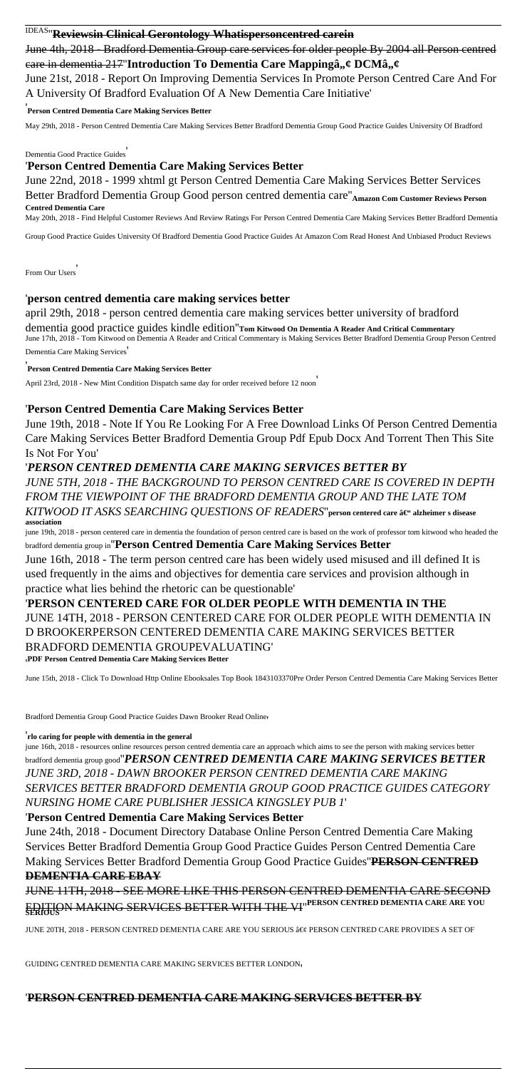IDEAS''**Reviewsin Clinical Gerontology Whatispersoncentred carein**

~~June 4th, 2018 - Bradford Dementia Group care services for older people By 2004 all Person centred care in dementia 217~~''**Introduction To Dementia Care Mappingâ„¢ DCMâ„¢**

June 21st, 2018 - Report On Improving Dementia Services In Promote Person Centred Care And For A University Of Bradford Evaluation Of A New Dementia Care Initiative'

'**Person Centred Dementia Care Making Services Better**

May 29th, 2018 - Person Centred Dementia Care Making Services Better Bradford Dementia Group Good Practice Guides University Of Bradford Dementia Good Practice Guides'

'**Person Centred Dementia Care Making Services Better**

June 22nd, 2018 - 1999 xhtml gt Person Centred Dementia Care Making Services Better Services Better Bradford Dementia Group Good person centred dementia care''**Amazon Com Customer Reviews Person Centred Dementia Care**

May 20th, 2018 - Find Helpful Customer Reviews And Review Ratings For Person Centred Dementia Care Making Services Better Bradford Dementia Group Good Practice Guides University Of Bradford Dementia Good Practice Guides At Amazon Com Read Honest And Unbiased Product Reviews From Our Users'

'**person centred dementia care making services better**

april 29th, 2018 - person centred dementia care making services better university of bradford dementia good practice guides kindle edition''**Tom Kitwood On Dementia A Reader And Critical Commentary**

June 17th, 2018 - Tom Kitwood on Dementia A Reader and Critical Commentary is Making Services Better Bradford Dementia Group Person Centred Dementia Care Making Services'

'**Person Centred Dementia Care Making Services Better**

April 23rd, 2018 - New Mint Condition Dispatch same day for order received before 12 noon'

'**Person Centred Dementia Care Making Services Better**

June 19th, 2018 - Note If You Re Looking For A Free Download Links Of Person Centred Dementia Care Making Services Better Bradford Dementia Group Pdf Epub Docx And Torrent Then This Site Is Not For You'

'***PERSON CENTRED DEMENTIA CARE MAKING SERVICES BETTER BY***

*JUNE 5TH, 2018 - THE BACKGROUND TO PERSON CENTRED CARE IS COVERED IN DEPTH FROM THE VIEWPOINT OF THE BRADFORD DEMENTIA GROUP AND THE LATE TOM KITWOOD IT ASKS SEARCHING QUESTIONS OF READERS*''**person centered care â€“ alzheimer s disease association**

june 19th, 2018 - person centered care in dementia the foundation of person centred care is based on the work of professor tom kitwood who headed the bradford dementia group in''**Person Centred Dementia Care Making Services Better**

June 16th, 2018 - The term person centred care has been widely used misused and ill defined It is used frequently in the aims and objectives for dementia care services and provision although in practice what lies behind the rhetoric can be questionable'

'**PERSON CENTERED CARE FOR OLDER PEOPLE WITH DEMENTIA IN THE**

JUNE 14TH, 2018 - PERSON CENTERED CARE FOR OLDER PEOPLE WITH DEMENTIA IN D BROOKERPERSON CENTERED DEMENTIA CARE MAKING SERVICES BETTER BRADFORD DEMENTIA GROUPEVALUATING'

'**PDF Person Centred Dementia Care Making Services Better**

June 15th, 2018 - Click To Download Http Online Ebooksales Top Book 1843103370Pre Order Person Centred Dementia Care Making Services Better Bradford Dementia Group Good Practice Guides Dawn Brooker Read Online'

'**rlo caring for people with dementia in the general**

june 16th, 2018 - resources online resources person centred dementia care an approach which aims to see the person with making services better bradford dementia group good''***PERSON CENTRED DEMENTIA CARE MAKING SERVICES BETTER***

*JUNE 3RD, 2018 - DAWN BROOKER PERSON CENTRED DEMENTIA CARE MAKING SERVICES BETTER BRADFORD DEMENTIA GROUP GOOD PRACTICE GUIDES CATEGORY NURSING HOME CARE PUBLISHER JESSICA KINGSLEY PUB 1*'

'**Person Centred Dementia Care Making Services Better**

June 24th, 2018 - Document Directory Database Online Person Centred Dementia Care Making Services Better Bradford Dementia Group Good Practice Guides Person Centred Dementia Care Making Services Better Bradford Dementia Group Good Practice Guides''~~**PERSON CENTRED DEMENTIA CARE EBAY**~~

~~JUNE 11TH, 2018 - SEE MORE LIKE THIS PERSON CENTRED DEMENTIA CARE SECOND EDITION MAKING SERVICES BETTER WITH THE VI~~''**PERSON CENTRED DEMENTIA CARE ARE YOU SERIOUS**

JUNE 20TH, 2018 - PERSON CENTRED DEMENTIA CARE ARE YOU SERIOUS â€¢ PERSON CENTRED CARE PROVIDES A SET OF GUIDING CENTRED DEMENTIA CARE MAKING SERVICES BETTER LONDON'

'**PERSON CENTRED DEMENTIA CARE MAKING SERVICES BETTER BY**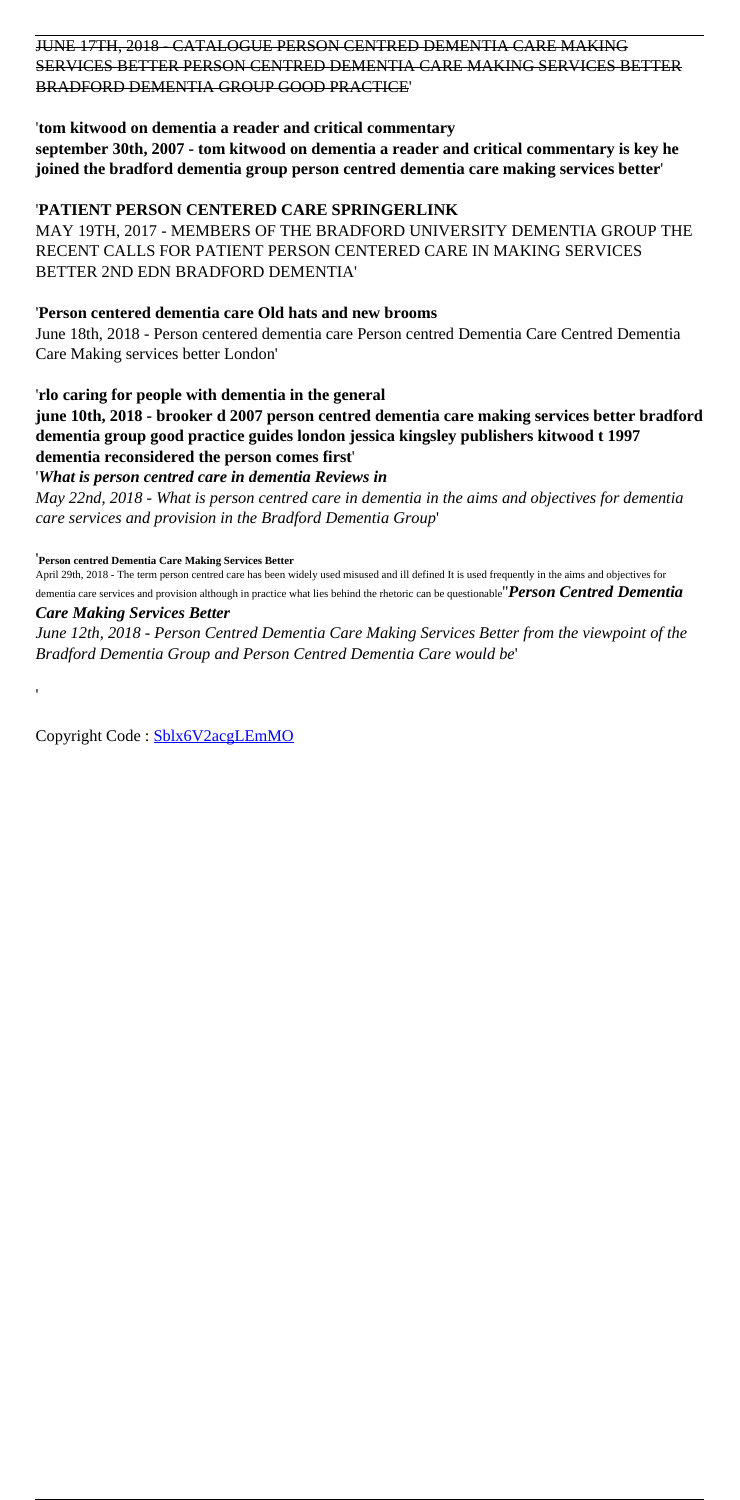~~JUNE 17TH, 2018 - CATALOGUE PERSON CENTRED DEMENTIA CARE MAKING SERVICES BETTER PERSON CENTRED DEMENTIA CARE MAKING SERVICES BETTER BRADFORD DEMENTIA GROUP GOOD PRACTICE'~~

'**tom kitwood on dementia a reader and critical commentary**

**september 30th, 2007 - tom kitwood on dementia a reader and critical commentary is key he joined the bradford dementia group person centred dementia care making services better**'

'**PATIENT PERSON CENTERED CARE SPRINGERLINK**

MAY 19TH, 2017 - MEMBERS OF THE BRADFORD UNIVERSITY DEMENTIA GROUP THE RECENT CALLS FOR PATIENT PERSON CENTERED CARE IN MAKING SERVICES BETTER 2ND EDN BRADFORD DEMENTIA'

'**Person centered dementia care Old hats and new brooms**

June 18th, 2018 - Person centered dementia care Person centred Dementia Care Centred Dementia Care Making services better London'

'**rlo caring for people with dementia in the general**

**june 10th, 2018 - brooker d 2007 person centred dementia care making services better bradford dementia group good practice guides london jessica kingsley publishers kitwood t 1997 dementia reconsidered the person comes first**'

'***What is person centred care in dementia Reviews in***

*May 22nd, 2018 - What is person centred care in dementia in the aims and objectives for dementia care services and provision in the Bradford Dementia Group*'

'**Person centred Dementia Care Making Services Better**

April 29th, 2018 - The term person centred care has been widely used misused and ill defined It is used frequently in the aims and objectives for dementia care services and provision although in practice what lies behind the rhetoric can be questionable''***Person Centred Dementia Care Making Services Better***

*June 12th, 2018 - Person Centred Dementia Care Making Services Better from the viewpoint of the Bradford Dementia Group and Person Centred Dementia Care would be*'

'

Copyright Code : Sblx6V2acgLEmMO